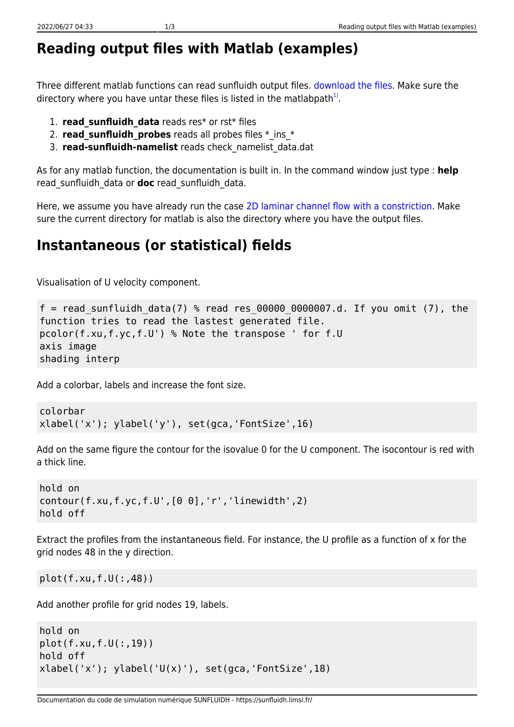# Reading output files with Matlab (examples)

Three different matlab functions can read sunfluidh output files. download the files. Make sure the directory where you have untar these files is listed in the matlabpath[1].

1. **read_sunfluidh_data** reads res* or rst* files
2. **read_sunfluidh_probes** reads all probes files *_ins_*
3. **read-sunfluidh-namelist** reads check_namelist_data.dat

As for any matlab function, the documentation is built in. In the command window just type : **help** read_sunfluidh_data or **doc** read_sunfluidh_data.

Here, we assume you have already run the case 2D laminar channel flow with a constriction. Make sure the current directory for matlab is also the directory where you have the output files.

## Instantaneous (or statistical) fields

Visualisation of U velocity component.

```
f = read_sunfluidh_data(7) % read res_00000_0000007.d. If you omit (7), the function tries to read the lastest generated file.
pcolor(f.xu,f.yc,f.U') % Note the transpose ' for f.U
axis image
shading interp
```

Add a colorbar, labels and increase the font size.

```
colorbar
xlabel('x'); ylabel('y'), set(gca,'FontSize',16)
```

Add on the same figure the contour for the isovalue 0 for the U component. The isocontour is red with a thick line.

```
hold on
contour(f.xu,f.yc,f.U',[0 0],'r','linewidth',2)
hold off
```

Extract the profiles from the instantaneous field. For instance, the U profile as a function of x for the grid nodes 48 in the y direction.

```
plot(f.xu,f.U(:,48))
```

Add another profile for grid nodes 19, labels.

```
hold on
plot(f.xu,f.U(:,19))
hold off
xlabel('x'); ylabel('U(x)'), set(gca,'FontSize',18)
```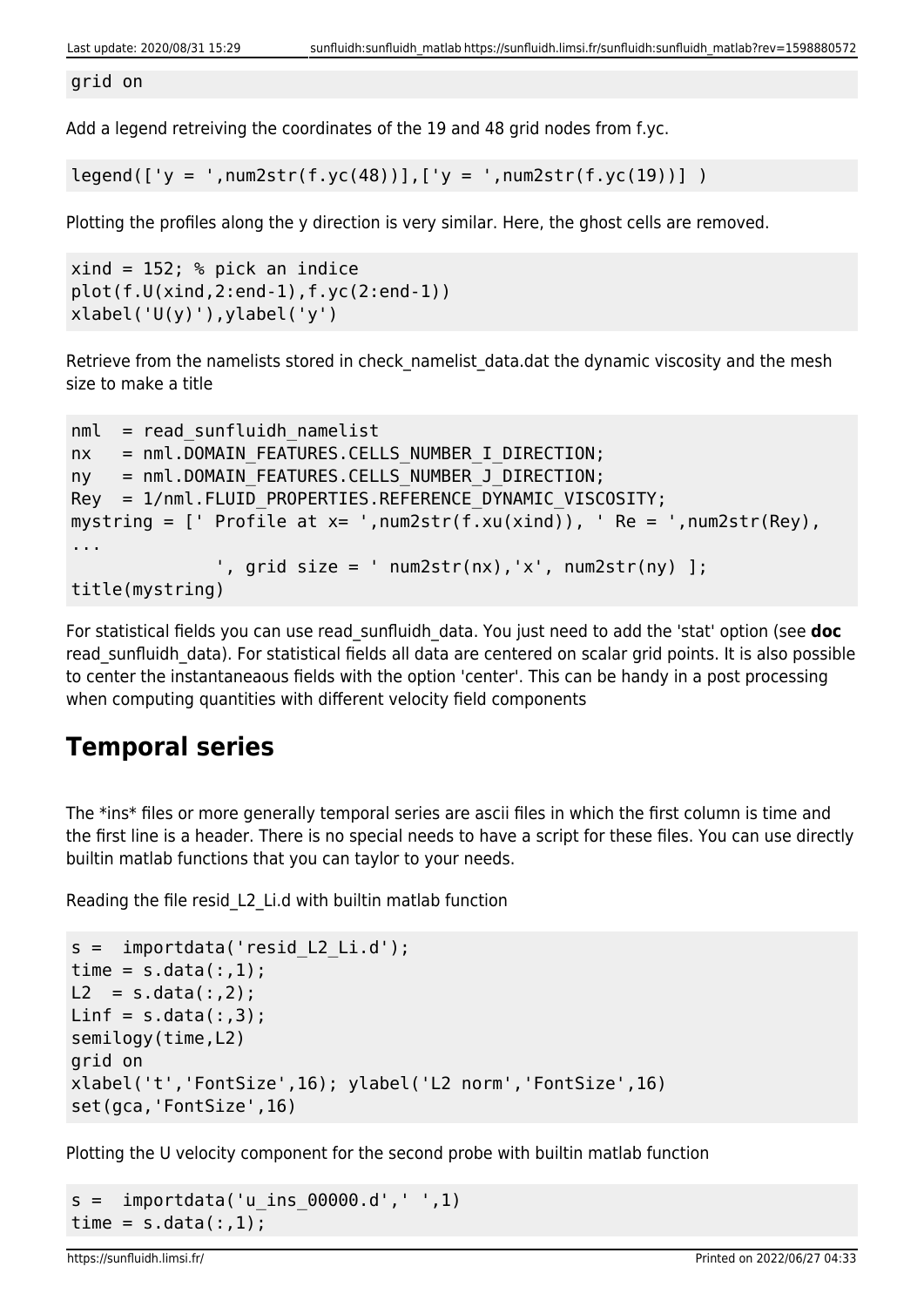```
grid on
```

Add a legend retreiving the coordinates of the 19 and 48 grid nodes from f.yc.

```
legend(['y = ',num2str(f.yc(48))],['y = ',num2str(f.yc(19))] )
```

Plotting the profiles along the y direction is very similar. Here, the ghost cells are removed.

```
xind = 152; % pick an indice
plot(f.U(xind,2:end-1),f.yc(2:end-1))
xlabel('U(y)'),ylabel('y')
```

Retrieve from the namelists stored in check_namelist_data.dat the dynamic viscosity and the mesh size to make a title

```
nml  = read_sunfluidh_namelist
nx   = nml.DOMAIN_FEATURES.CELLS_NUMBER_I_DIRECTION;
ny   = nml.DOMAIN_FEATURES.CELLS_NUMBER_J_DIRECTION;
Rey  = 1/nml.FLUID_PROPERTIES.REFERENCE_DYNAMIC_VISCOSITY;
mystring = [' Profile at x= ',num2str(f.xu(xind)), ' Re = ',num2str(Rey),
...
              ', grid size = ' num2str(nx),'x', num2str(ny) ];
title(mystring)
```

For statistical fields you can use read_sunfluidh_data. You just need to add the 'stat' option (see **doc** read_sunfluidh_data). For statistical fields all data are centered on scalar grid points. It is also possible to center the instantaneaous fields with the option 'center'. This can be handy in a post processing when computing quantities with different velocity field components

## Temporal series

The *ins* files or more generally temporal series are ascii files in which the first column is time and the first line is a header. There is no special needs to have a script for these files. You can use directly builtin matlab functions that you can taylor to your needs.

Reading the file resid_L2_Li.d with builtin matlab function

```
s =  importdata('resid_L2_Li.d');
time = s.data(:,1);
L2  = s.data(:,2);
Linf = s.data(:,3);
semilogy(time,L2)
grid on
xlabel('t','FontSize',16); ylabel('L2 norm','FontSize',16)
set(gca,'FontSize',16)
```

Plotting the U velocity component for the second probe with builtin matlab function

```
s =  importdata('u_ins_00000.d',' ',1)
time = s.data(:,1);
```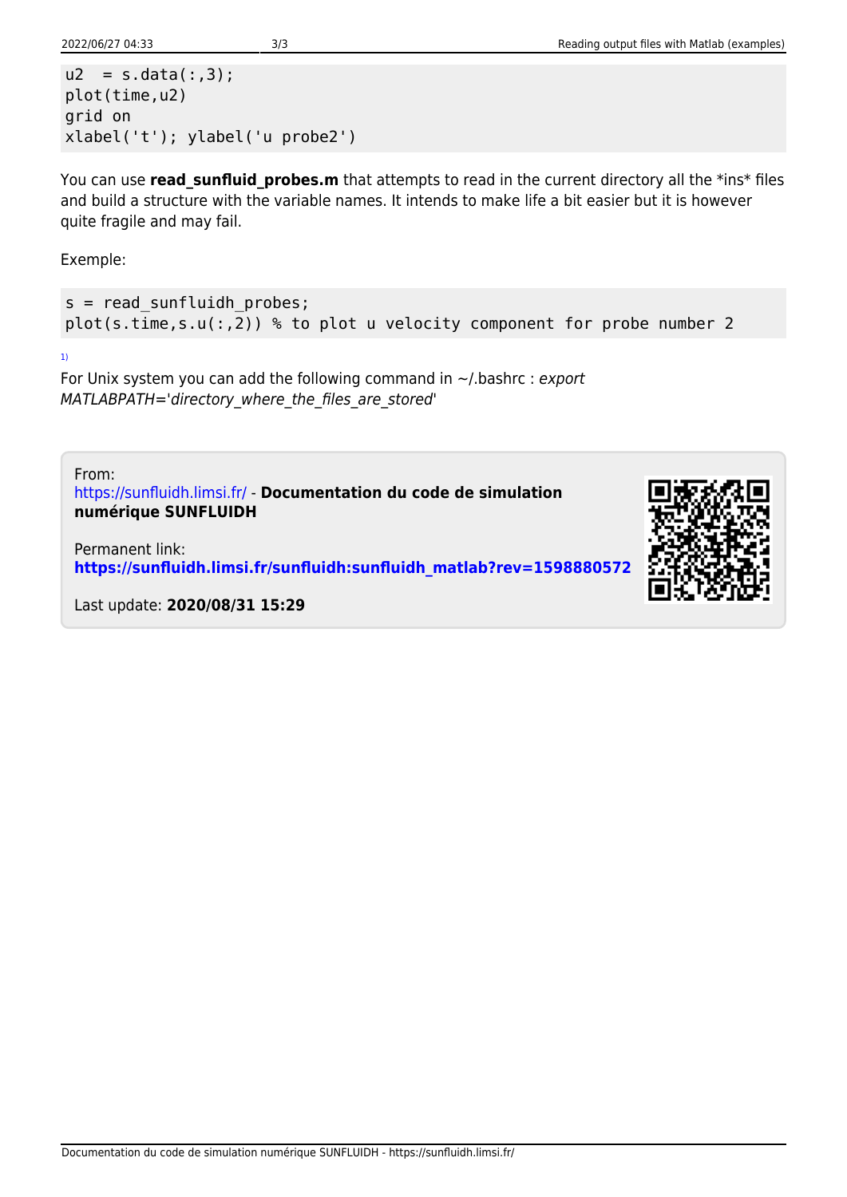```
u2  = s.data(:,3);
plot(time,u2)
grid on
xlabel('t'); ylabel('u probe2')
```

You can use **read_sunfluid_probes.m** that attempts to read in the current directory all the *ins* files and build a structure with the variable names. It intends to make life a bit easier but it is however quite fragile and may fail.

Exemple:

```
s = read_sunfluidh_probes;
plot(s.time,s.u(:,2)) % to plot u velocity component for probe number 2
```

[1] For Unix system you can add the following command in ~/.bashrc : *export MATLABPATH='directory_where_the_files_are_stored'*

From:
https://sunfluidh.limsi.fr/ - **Documentation du code de simulation numérique SUNFLUIDH**

Permanent link:
**https://sunfluidh.limsi.fr/sunfluidh:sunfluidh_matlab?rev=1598880572**

Last update: **2020/08/31 15:29**